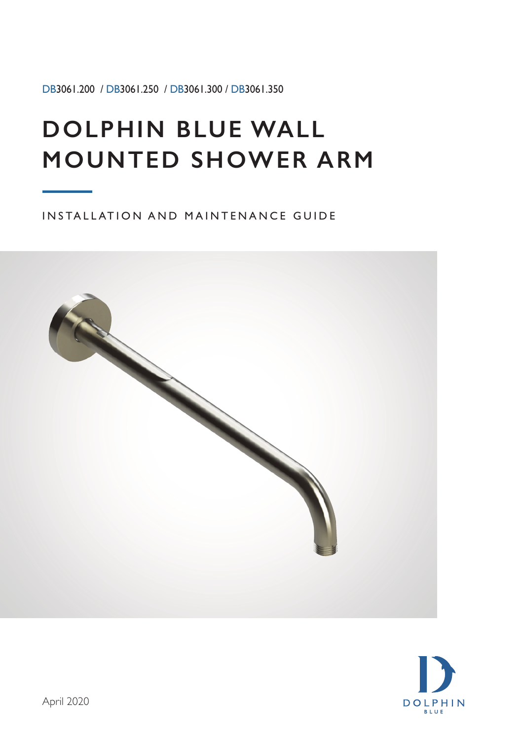DB3061.200 / DB3061.250 / DB3061.300 / DB3061.350

# DOLPHIN BLUE WALL MOUNTED SHOWER ARM

INSTALLATION AND MAINTENANCE GUIDE

April 2020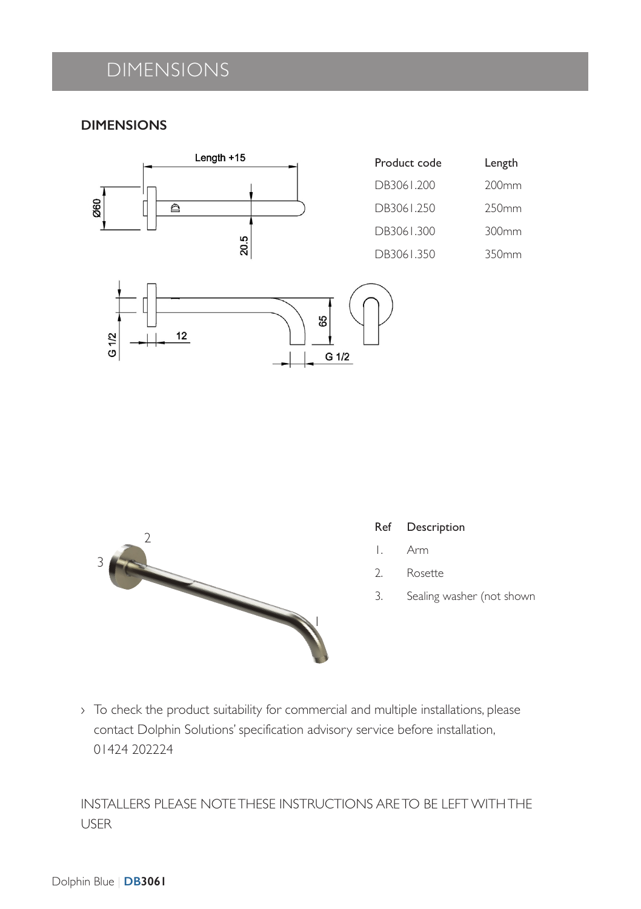# DIMENSIONS

## DIMENSIONS

| Product code | Length |
|---|---|
| DB3061.200 | 200mm |
| DB3061.250 | 250mm |
| DB3061.300 | 300mm |
| DB3061.350 | 350mm |

| Ref | Description |
|---|---|
| 1. | Arm |
| 2. | Rosette |
| 3. | Sealing washer (not shown |

- To check the product suitability for commercial and multiple installations, please contact Dolphin Solutions' specification advisory service before installation, 01424 202224

INSTALLERS PLEASE NOTE THESE INSTRUCTIONS ARE TO BE LEFT WITH THE USER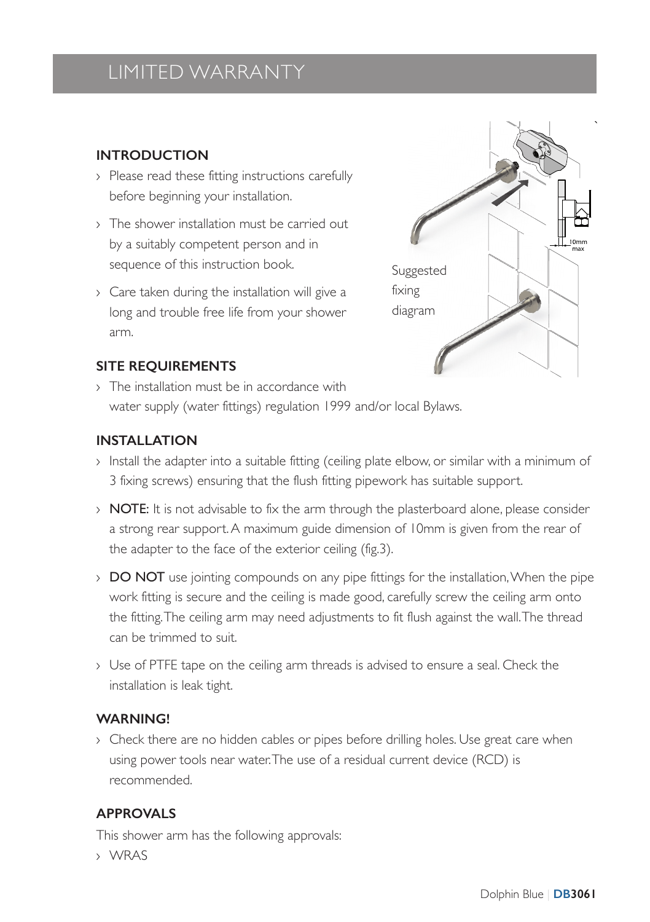# LIMITED WARRANTY

## INTRODUCTION

- Please read these fitting instructions carefully before beginning your installation.
- The shower installation must be carried out by a suitably competent person and in sequence of this instruction book.
- Care taken during the installation will give a long and trouble free life from your shower arm.

Suggested fixing diagram

## SITE REQUIREMENTS

- The installation must be in accordance with water supply (water fittings) regulation 1999 and/or local Bylaws.

## INSTALLATION

- Install the adapter into a suitable fitting (ceiling plate elbow, or similar with a minimum of 3 fixing screws) ensuring that the flush fitting pipework has suitable support.
- **NOTE:** It is not advisable to fix the arm through the plasterboard alone, please consider a strong rear support. A maximum guide dimension of 10mm is given from the rear of the adapter to the face of the exterior ceiling (fig.3).
- **DO NOT** use jointing compounds on any pipe fittings for the installation, When the pipe work fitting is secure and the ceiling is made good, carefully screw the ceiling arm onto the fitting. The ceiling arm may need adjustments to fit flush against the wall. The thread can be trimmed to suit.
- Use of PTFE tape on the ceiling arm threads is advised to ensure a seal. Check the installation is leak tight.

## WARNING!

- Check there are no hidden cables or pipes before drilling holes. Use great care when using power tools near water. The use of a residual current device (RCD) is recommended.

## APPROVALS

This shower arm has the following approvals:

- WRAS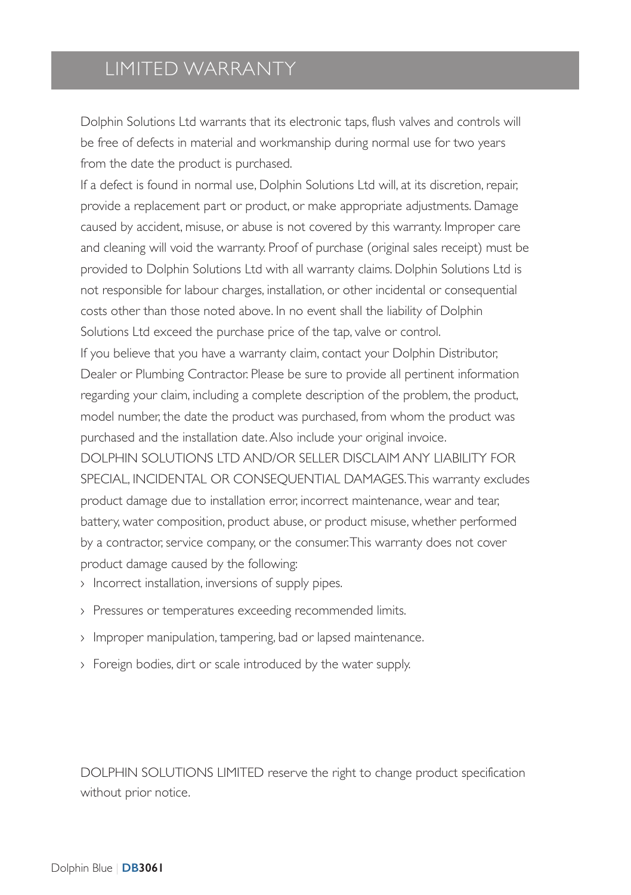# LIMITED WARRANTY

Dolphin Solutions Ltd warrants that its electronic taps, flush valves and controls will be free of defects in material and workmanship during normal use for two years from the date the product is purchased.

If a defect is found in normal use, Dolphin Solutions Ltd will, at its discretion, repair, provide a replacement part or product, or make appropriate adjustments. Damage caused by accident, misuse, or abuse is not covered by this warranty. Improper care and cleaning will void the warranty. Proof of purchase (original sales receipt) must be provided to Dolphin Solutions Ltd with all warranty claims. Dolphin Solutions Ltd is not responsible for labour charges, installation, or other incidental or consequential costs other than those noted above. In no event shall the liability of Dolphin Solutions Ltd exceed the purchase price of the tap, valve or control.

If you believe that you have a warranty claim, contact your Dolphin Distributor, Dealer or Plumbing Contractor. Please be sure to provide all pertinent information regarding your claim, including a complete description of the problem, the product, model number, the date the product was purchased, from whom the product was purchased and the installation date. Also include your original invoice.

DOLPHIN SOLUTIONS LTD AND/OR SELLER DISCLAIM ANY LIABILITY FOR SPECIAL, INCIDENTAL OR CONSEQUENTIAL DAMAGES. This warranty excludes product damage due to installation error, incorrect maintenance, wear and tear, battery, water composition, product abuse, or product misuse, whether performed by a contractor, service company, or the consumer. This warranty does not cover product damage caused by the following:

- Incorrect installation, inversions of supply pipes.
- Pressures or temperatures exceeding recommended limits.
- Improper manipulation, tampering, bad or lapsed maintenance.
- Foreign bodies, dirt or scale introduced by the water supply.

DOLPHIN SOLUTIONS LIMITED reserve the right to change product specification without prior notice.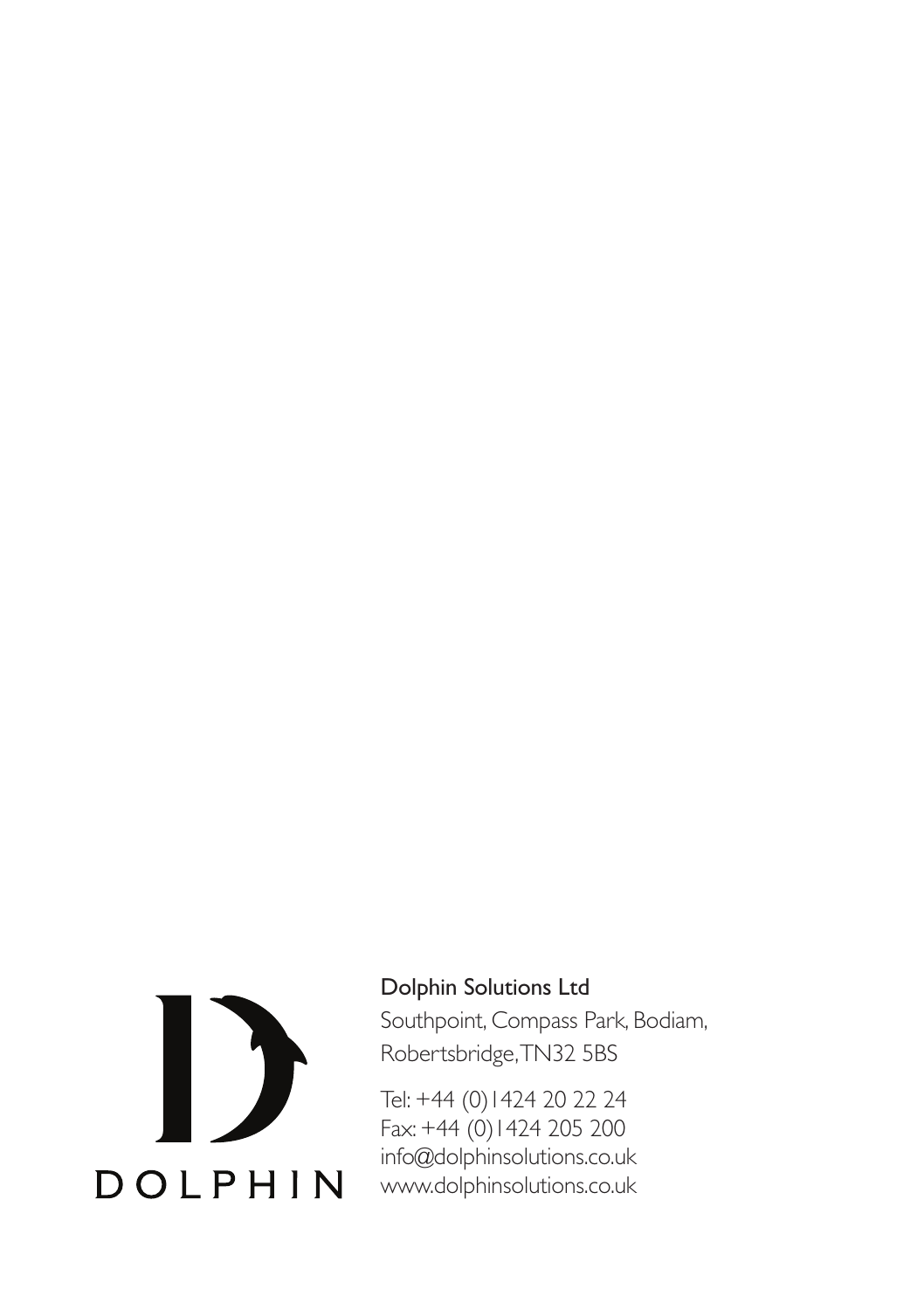DOLPHIN

Dolphin Solutions Ltd

Southpoint, Compass Park, Bodiam,
Robertsbridge, TN32 5BS

Tel: +44 (0)1424 20 22 24
Fax: +44 (0)1424 205 200
info@dolphinsolutions.co.uk
www.dolphinsolutions.co.uk